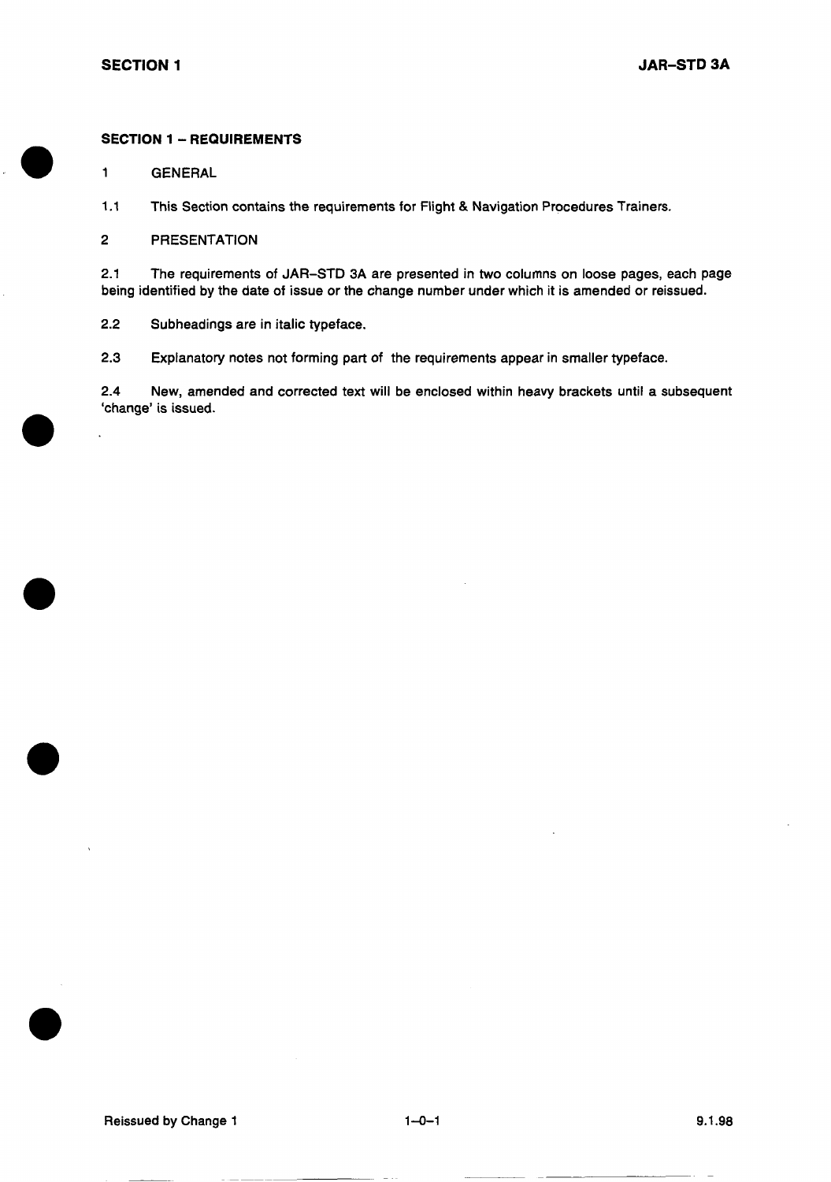## SECTION 1 – REQUIREMENTS

1 GENERAL

1.1 This Section contains the requirements for Flight & Navigation Procedures Trainers.

2 PRESENTATION

2.1 The requirements of JAR–STD 3A are presented in two columns on loose pages, each page being identified by the date of issue or the change number under which it is amended or reissued.

2.2 Subheadings are in italic typeface.

2.3 Explanatory notes not forming part of the requirements appear in smaller typeface.

2.4 New, amended and corrected text will be enclosed within heavy brackets until a subsequent 'change' is issued.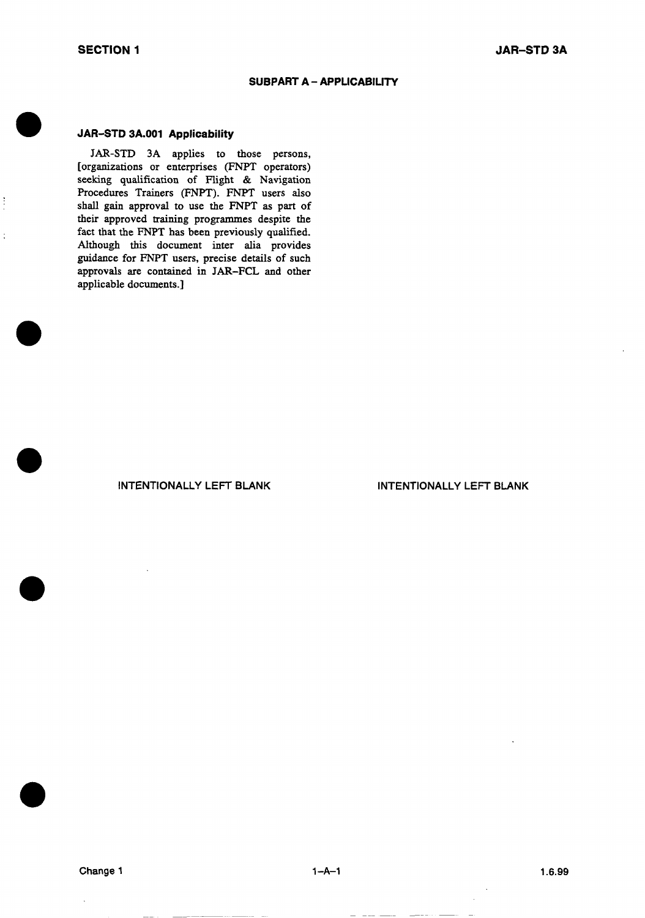## SUBPART A – APPLICABILITY

### JAR–STD 3A.001 Applicability

JAR-STD 3A applies to those persons, [organizations or enterprises (FNPT operators) seeking qualification of Flight & Navigation Procedures Trainers (FNPT). FNPT users also shall gain approval to use the FNPT as part of their approved training programmes despite the fact that the FNPT has been previously qualified. Although this document inter alia provides guidance for FNPT users, precise details of such approvals are contained in JAR–FCL and other applicable documents.]

INTENTIONALLY LEFT BLANK

INTENTIONALLY LEFT BLANK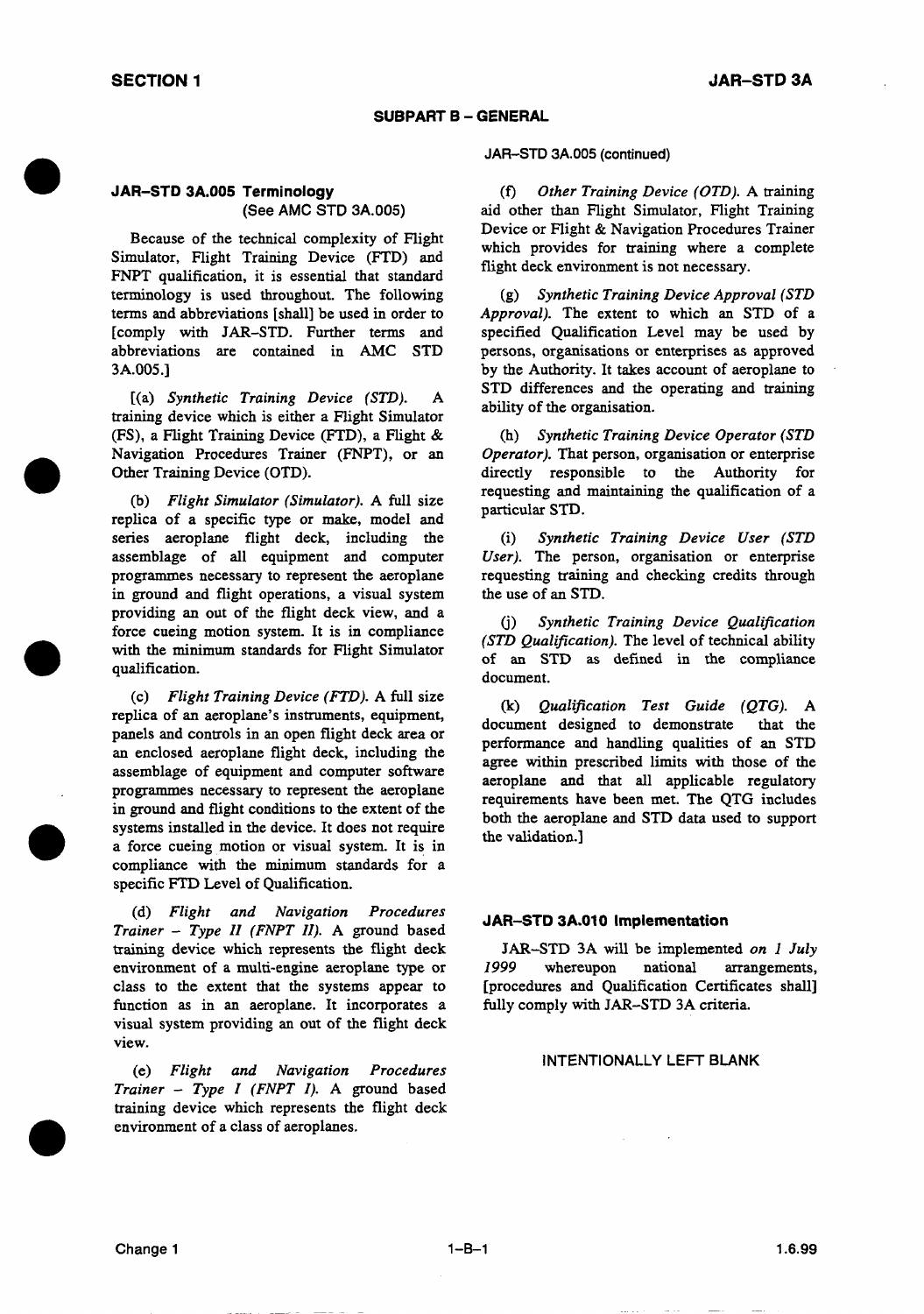## SUBPART B – GENERAL

### JAR–STD 3A.005 Terminology
(See AMC STD 3A.005)

Because of the technical complexity of Flight Simulator, Flight Training Device (FTD) and FNPT qualification, it is essential that standard terminology is used throughout. The following terms and abbreviations [shall] be used in order to [comply with JAR–STD. Further terms and abbreviations are contained in AMC STD 3A.005.]

[(a) *Synthetic Training Device (STD).* A training device which is either a Flight Simulator (FS), a Flight Training Device (FTD), a Flight & Navigation Procedures Trainer (FNPT), or an Other Training Device (OTD).

(b) *Flight Simulator (Simulator).* A full size replica of a specific type or make, model and series aeroplane flight deck, including the assemblage of all equipment and computer programmes necessary to represent the aeroplane in ground and flight operations, a visual system providing an out of the flight deck view, and a force cueing motion system. It is in compliance with the minimum standards for Flight Simulator qualification.

(c) *Flight Training Device (FTD).* A full size replica of an aeroplane's instruments, equipment, panels and controls in an open flight deck area or an enclosed aeroplane flight deck, including the assemblage of equipment and computer software programmes necessary to represent the aeroplane in ground and flight conditions to the extent of the systems installed in the device. It does not require a force cueing motion or visual system. It is in compliance with the minimum standards for a specific FTD Level of Qualification.

(d) *Flight and Navigation Procedures Trainer – Type II (FNPT II).* A ground based training device which represents the flight deck environment of a multi-engine aeroplane type or class to the extent that the systems appear to function as in an aeroplane. It incorporates a visual system providing an out of the flight deck view.

(e) *Flight and Navigation Procedures Trainer – Type I (FNPT I).* A ground based training device which represents the flight deck environment of a class of aeroplanes.

JAR–STD 3A.005 (continued)

(f) *Other Training Device (OTD).* A training aid other than Flight Simulator, Flight Training Device or Flight & Navigation Procedures Trainer which provides for training where a complete flight deck environment is not necessary.

(g) *Synthetic Training Device Approval (STD Approval).* The extent to which an STD of a specified Qualification Level may be used by persons, organisations or enterprises as approved by the Authority. It takes account of aeroplane to STD differences and the operating and training ability of the organisation.

(h) *Synthetic Training Device Operator (STD Operator).* That person, organisation or enterprise directly responsible to the Authority for requesting and maintaining the qualification of a particular STD.

(i) *Synthetic Training Device User (STD User).* The person, organisation or enterprise requesting training and checking credits through the use of an STD.

(j) *Synthetic Training Device Qualification (STD Qualification).* The level of technical ability of an STD as defined in the compliance document.

(k) *Qualification Test Guide (QTG).* A document designed to demonstrate that the performance and handling qualities of an STD agree within prescribed limits with those of the aeroplane and that all applicable regulatory requirements have been met. The QTG includes both the aeroplane and STD data used to support the validation.]

### JAR–STD 3A.010 Implementation

JAR–STD 3A will be implemented *on 1 July 1999* whereupon national arrangements, [procedures and Qualification Certificates shall] fully comply with JAR–STD 3A criteria.

INTENTIONALLY LEFT BLANK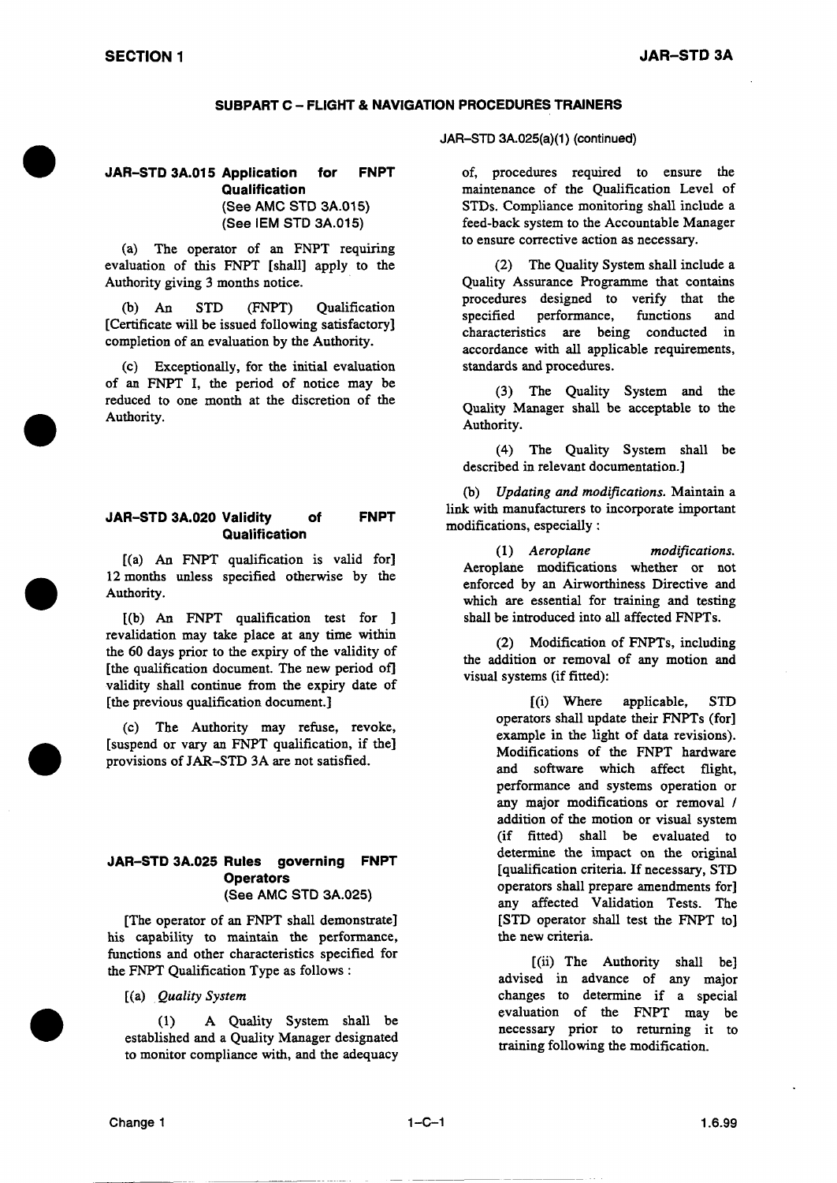## SUBPART C – FLIGHT & NAVIGATION PROCEDURES TRAINERS

### JAR–STD 3A.015 Application for FNPT Qualification
(See AMC STD 3A.015)
(See IEM STD 3A.015)

(a) The operator of an FNPT requiring evaluation of this FNPT [shall] apply to the Authority giving 3 months notice.

(b) An STD (FNPT) Qualification [Certificate will be issued following satisfactory] completion of an evaluation by the Authority.

(c) Exceptionally, for the initial evaluation of an FNPT I, the period of notice may be reduced to one month at the discretion of the Authority.

### JAR–STD 3A.020 Validity of FNPT Qualification

[(a) An FNPT qualification is valid for] 12 months unless specified otherwise by the Authority.

[(b) An FNPT qualification test for ] revalidation may take place at any time within the 60 days prior to the expiry of the validity of [the qualification document. The new period of] validity shall continue from the expiry date of [the previous qualification document.]

(c) The Authority may refuse, revoke, [suspend or vary an FNPT qualification, if the] provisions of JAR–STD 3A are not satisfied.

### JAR–STD 3A.025 Rules governing FNPT Operators
(See AMC STD 3A.025)

[The operator of an FNPT shall demonstrate] his capability to maintain the performance, functions and other characteristics specified for the FNPT Qualification Type as follows :

[(a) *Quality System*

(1) A Quality System shall be established and a Quality Manager designated to monitor compliance with, and the adequacy of, procedures required to ensure the maintenance of the Qualification Level of STDs. Compliance monitoring shall include a feed-back system to the Accountable Manager to ensure corrective action as necessary.

(2) The Quality System shall include a Quality Assurance Programme that contains procedures designed to verify that the specified performance, functions and characteristics are being conducted in accordance with all applicable requirements, standards and procedures.

(3) The Quality System and the Quality Manager shall be acceptable to the Authority.

(4) The Quality System shall be described in relevant documentation.]

(b) *Updating and modifications.* Maintain a link with manufacturers to incorporate important modifications, especially :

(1) *Aeroplane modifications.* Aeroplane modifications whether or not enforced by an Airworthiness Directive and which are essential for training and testing shall be introduced into all affected FNPTs.

(2) Modification of FNPTs, including the addition or removal of any motion and visual systems (if fitted):

[(i) Where applicable, STD operators shall update their FNPTs (for] example in the light of data revisions). Modifications of the FNPT hardware and software which affect flight, performance and systems operation or any major modifications or removal / addition of the motion or visual system (if fitted) shall be evaluated to determine the impact on the original [qualification criteria. If necessary, STD operators shall prepare amendments for] any affected Validation Tests. The [STD operator shall test the FNPT to] the new criteria.

[(ii) The Authority shall be] advised in advance of any major changes to determine if a special evaluation of the FNPT may be necessary prior to returning it to training following the modification.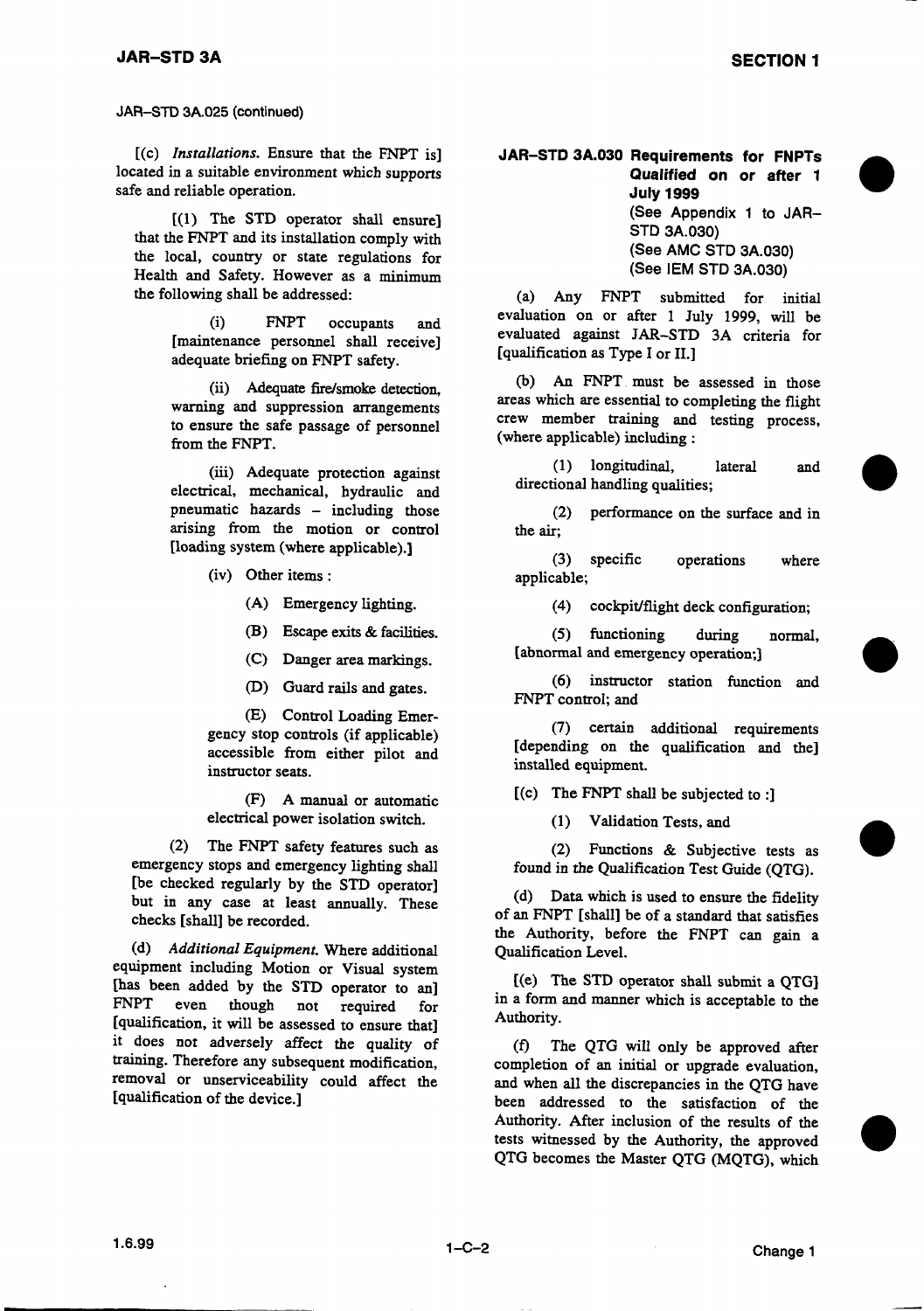JAR–STD 3A.025 (continued)

[(c) *Installations.* Ensure that the FNPT is] located in a suitable environment which supports safe and reliable operation.

[(1) The STD operator shall ensure] that the FNPT and its installation comply with the local, country or state regulations for Health and Safety. However as a minimum the following shall be addressed:

(i) FNPT occupants and [maintenance personnel shall receive] adequate briefing on FNPT safety.

(ii) Adequate fire/smoke detection, warning and suppression arrangements to ensure the safe passage of personnel from the FNPT.

(iii) Adequate protection against electrical, mechanical, hydraulic and pneumatic hazards – including those arising from the motion or control [loading system (where applicable).]

(iv) Other items :

(A) Emergency lighting.

(B) Escape exits & facilities.

(C) Danger area markings.

(D) Guard rails and gates.

(E) Control Loading Emergency stop controls (if applicable) accessible from either pilot and instructor seats.

(F) A manual or automatic electrical power isolation switch.

(2) The FNPT safety features such as emergency stops and emergency lighting shall [be checked regularly by the STD operator] but in any case at least annually. These checks [shall] be recorded.

(d) *Additional Equipment.* Where additional equipment including Motion or Visual system [has been added by the STD operator to an] FNPT even though not required for [qualification, it will be assessed to ensure that] it does not adversely affect the quality of training. Therefore any subsequent modification, removal or unserviceability could affect the [qualification of the device.]

## JAR–STD 3A.030 Requirements for FNPTs Qualified on or after 1 July 1999

(See Appendix 1 to JAR–STD 3A.030)
(See AMC STD 3A.030)
(See IEM STD 3A.030)

(a) Any FNPT submitted for initial evaluation on or after 1 July 1999, will be evaluated against JAR–STD 3A criteria for [qualification as Type I or II.]

(b) An FNPT must be assessed in those areas which are essential to completing the flight crew member training and testing process, (where applicable) including :

(1) longitudinal, lateral and directional handling qualities;

(2) performance on the surface and in the air;

(3) specific operations where applicable;

(4) cockpit/flight deck configuration;

(5) functioning during normal, [abnormal and emergency operation;]

(6) instructor station function and FNPT control; and

(7) certain additional requirements [depending on the qualification and the] installed equipment.

[(c) The FNPT shall be subjected to :]

(1) Validation Tests, and

(2) Functions & Subjective tests as found in the Qualification Test Guide (QTG).

(d) Data which is used to ensure the fidelity of an FNPT [shall] be of a standard that satisfies the Authority, before the FNPT can gain a Qualification Level.

[(e) The STD operator shall submit a QTG] in a form and manner which is acceptable to the Authority.

(f) The QTG will only be approved after completion of an initial or upgrade evaluation, and when all the discrepancies in the QTG have been addressed to the satisfaction of the Authority. After inclusion of the results of the tests witnessed by the Authority, the approved QTG becomes the Master QTG (MQTG), which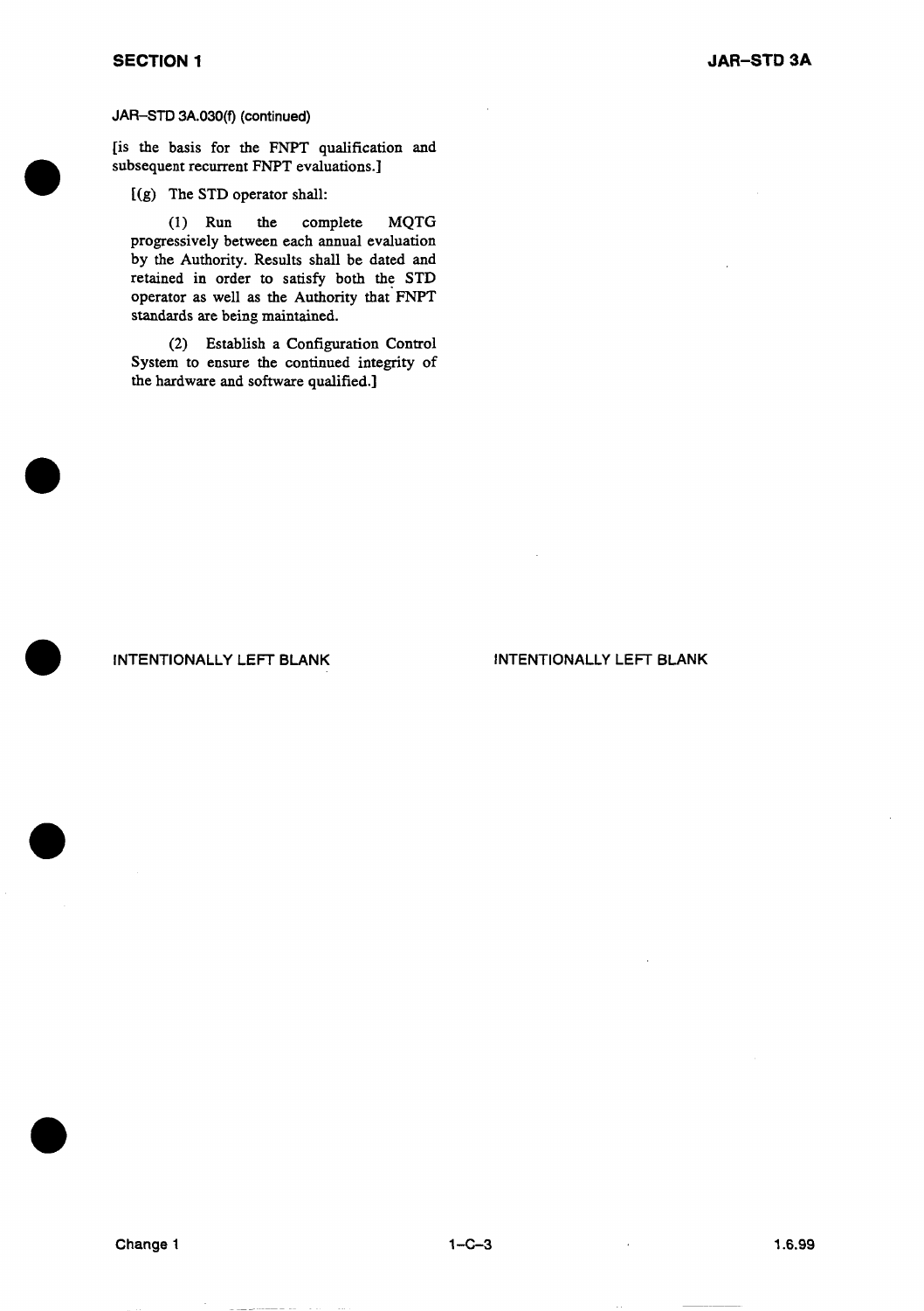JAR–STD 3A.030(f) (continued)

[is the basis for the FNPT qualification and subsequent recurrent FNPT evaluations.]

[(g) The STD operator shall:

(1) Run the complete MQTG progressively between each annual evaluation by the Authority. Results shall be dated and retained in order to satisfy both the STD operator as well as the Authority that FNPT standards are being maintained.

(2) Establish a Configuration Control System to ensure the continued integrity of the hardware and software qualified.]

INTENTIONALLY LEFT BLANK

INTENTIONALLY LEFT BLANK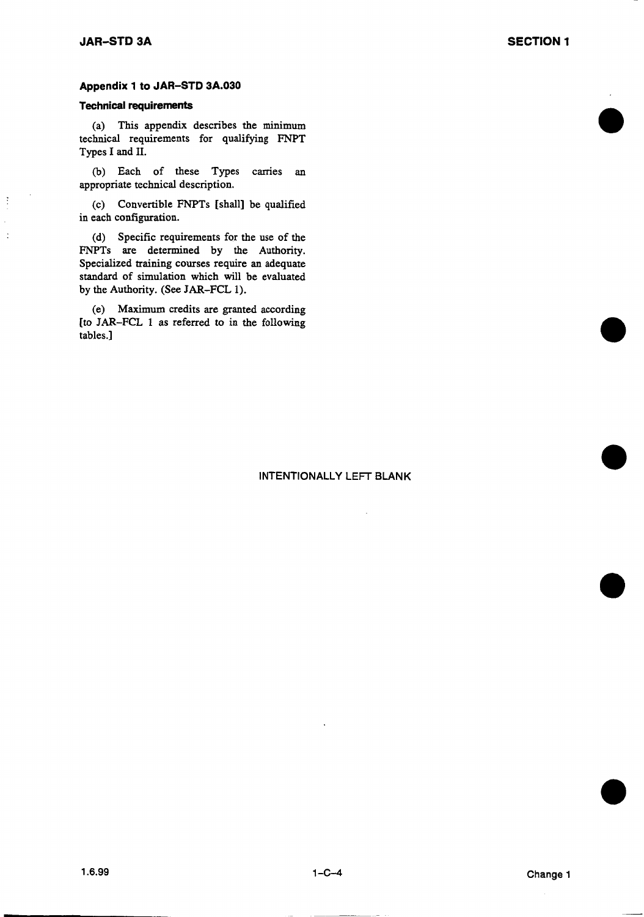## Appendix 1 to JAR–STD 3A.030

### Technical requirements

(a) This appendix describes the minimum technical requirements for qualifying FNPT Types I and II.

(b) Each of these Types carries an appropriate technical description.

(c) Convertible FNPTs [shall] be qualified in each configuration.

(d) Specific requirements for the use of the FNPTs are determined by the Authority. Specialized training courses require an adequate standard of simulation which will be evaluated by the Authority. (See JAR–FCL 1).

(e) Maximum credits are granted according [to JAR–FCL 1 as referred to in the following tables.]

INTENTIONALLY LEFT BLANK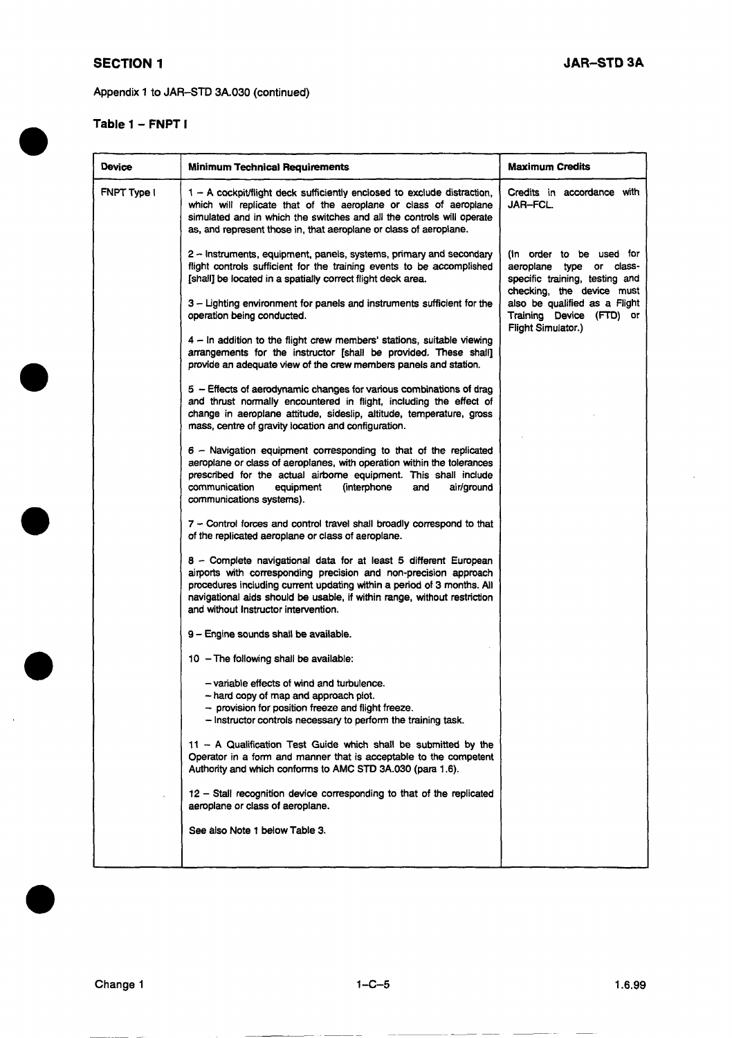Appendix 1 to JAR–STD 3A.030 (continued)

### Table 1 – FNPT I

| Device | Minimum Technical Requirements | Maximum Credits |
|---|---|---|
| FNPT Type I | 1 – A cockpit/flight deck sufficiently enclosed to exclude distraction, which will replicate that of the aeroplane or class of aeroplane simulated and in which the switches and all the controls will operate as, and represent those in, that aeroplane or class of aeroplane.<br><br>2 – Instruments, equipment, panels, systems, primary and secondary flight controls sufficient for the training events to be accomplished [shall] be located in a spatially correct flight deck area.<br><br>3 – Lighting environment for panels and instruments sufficient for the operation being conducted.<br><br>4 – In addition to the flight crew members' stations, suitable viewing arrangements for the instructor [shall be provided. These shall] provide an adequate view of the crew members panels and station.<br><br>5 – Effects of aerodynamic changes for various combinations of drag and thrust normally encountered in flight, including the effect of change in aeroplane attitude, sideslip, altitude, temperature, gross mass, centre of gravity location and configuration.<br><br>6 – Navigation equipment corresponding to that of the replicated aeroplane or class of aeroplanes, with operation within the tolerances prescribed for the actual airborne equipment. This shall include communication equipment (interphone and air/ground communications systems).<br><br>7 – Control forces and control travel shall broadly correspond to that of the replicated aeroplane or class of aeroplane.<br><br>8 – Complete navigational data for at least 5 different European airports with corresponding precision and non-precision approach procedures including current updating within a period of 3 months. All navigational aids should be usable, if within range, without restriction and without Instructor intervention.<br><br>9 – Engine sounds shall be available.<br><br>10 – The following shall be available:<br><br>– variable effects of wind and turbulence.<br>– hard copy of map and approach plot.<br>– provision for position freeze and flight freeze.<br>– Instructor controls necessary to perform the training task.<br><br>11 – A Qualification Test Guide which shall be submitted by the Operator in a form and manner that is acceptable to the competent Authority and which conforms to AMC STD 3A.030 (para 1.6).<br><br>12 – Stall recognition device corresponding to that of the replicated aeroplane or class of aeroplane.<br><br>See also Note 1 below Table 3. | Credits in accordance with JAR–FCL.<br><br>(In order to be used for aeroplane type or class-specific training, testing and checking, the device must also be qualified as a Flight Training Device (FTD) or Flight Simulator.) |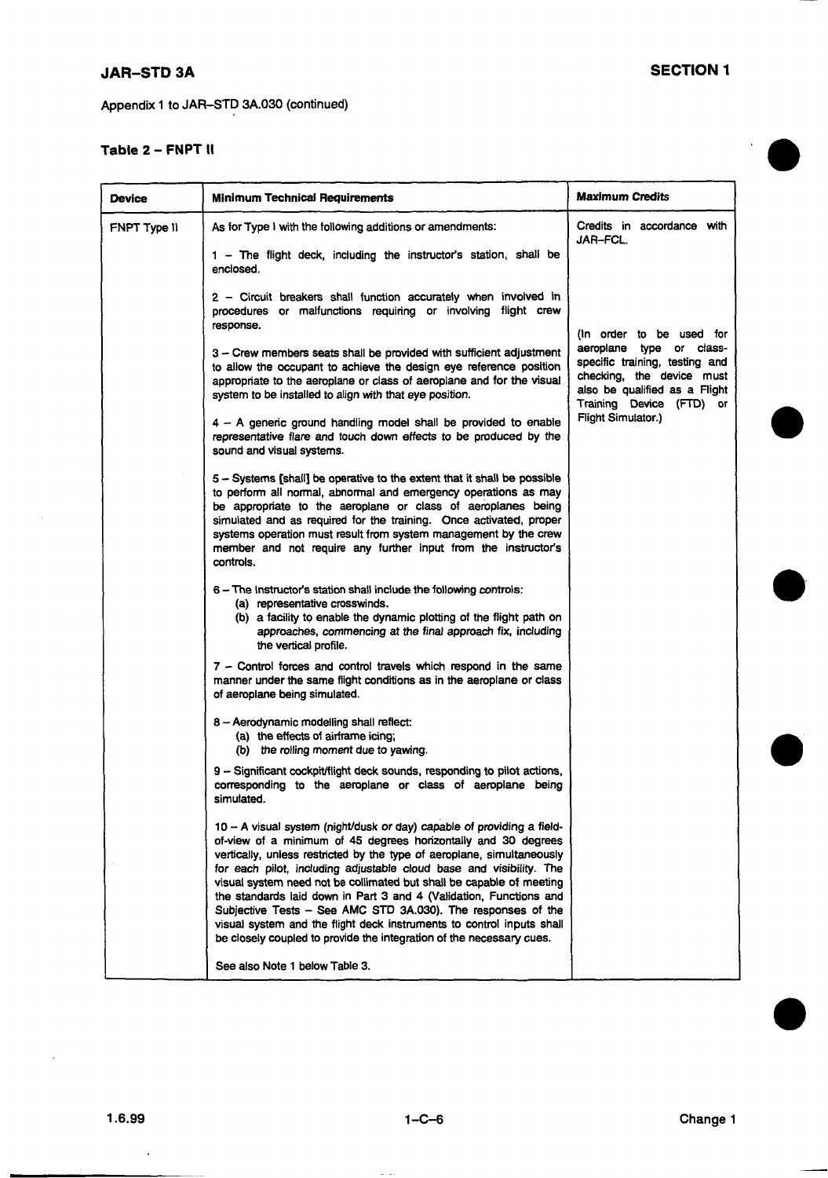Appendix 1 to JAR–STD 3A.030 (continued)

**Table 2 – FNPT II**

| Device | Minimum Technical Requirements | Maximum Credits |
| --- | --- | --- |
| FNPT Type II | As for Type I with the following additions or amendments:<br><br>1 – The flight deck, including the instructor's station, shall be enclosed.<br><br>2 – Circuit breakers shall function accurately when involved in procedures or malfunctions requiring or involving flight crew response.<br><br>3 – Crew members seats shall be provided with sufficient adjustment to allow the occupant to achieve the design eye reference position appropriate to the aeroplane or class of aeroplane and for the visual system to be installed to align with that eye position.<br><br>4 – A generic ground handling model shall be provided to enable representative flare and touch down effects to be produced by the sound and visual systems.<br><br>5 – Systems [shall] be operative to the extent that it shall be possible to perform all normal, abnormal and emergency operations as may be appropriate to the aeroplane or class of aeroplanes being simulated and as required for the training. Once activated, proper systems operation must result from system management by the crew member and not require any further input from the instructor's controls.<br><br>6 – The instructor's station shall include the following controls:<br>(a) representative crosswinds.<br>(b) a facility to enable the dynamic plotting of the flight path on approaches, commencing at the final approach fix, including the vertical profile.<br><br>7 – Control forces and control travels which respond in the same manner under the same flight conditions as in the aeroplane or class of aeroplane being simulated.<br><br>8 – Aerodynamic modelling shall reflect:<br>(a) the effects of airframe icing;<br>(b) the rolling moment due to yawing.<br><br>9 – Significant cockpit/flight deck sounds, responding to pilot actions, corresponding to the aeroplane or class of aeroplane being simulated.<br><br>10 – A visual system (night/dusk or day) capable of providing a field-of-view of a minimum of 45 degrees horizontally and 30 degrees vertically, unless restricted by the type of aeroplane, simultaneously for each pilot, including adjustable cloud base and visibility. The visual system need not be collimated but shall be capable of meeting the standards laid down in Part 3 and 4 (Validation, Functions and Subjective Tests – See AMC STD 3A.030). The responses of the visual system and the flight deck instruments to control inputs shall be closely coupled to provide the integration of the necessary cues.<br><br>See also Note 1 below Table 3. | Credits in accordance with JAR–FCL.<br><br>(In order to be used for aeroplane type or class-specific training, testing and checking, the device must also be qualified as a Flight Training Device (FTD) or Flight Simulator.) |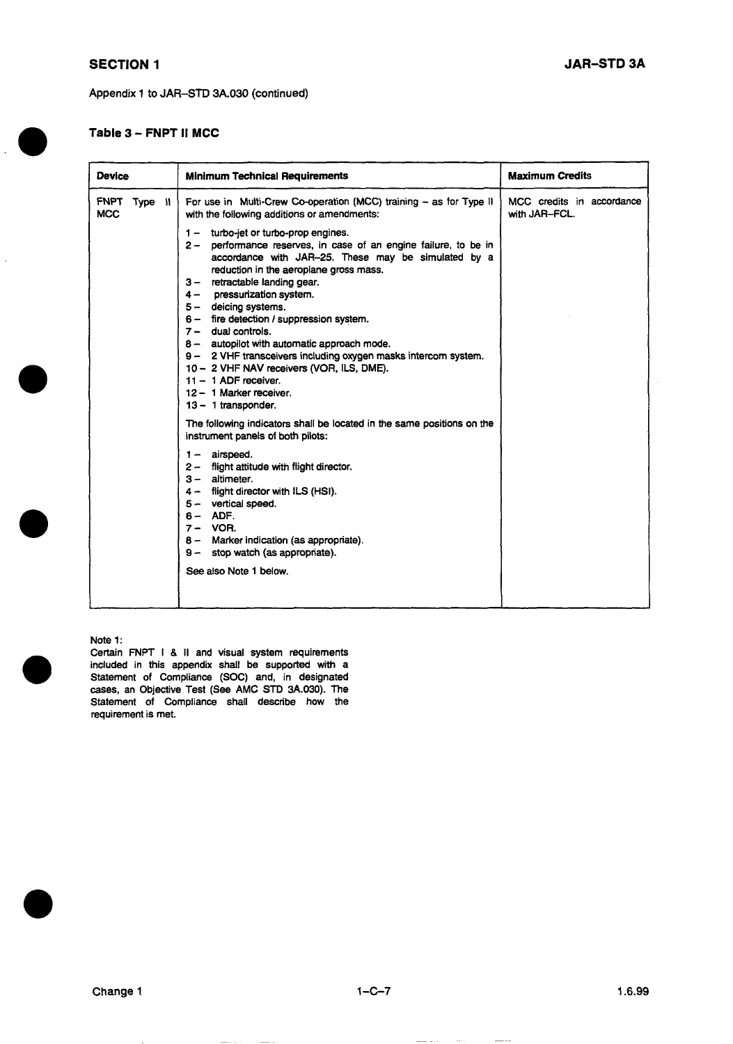Appendix 1 to JAR–STD 3A.030 (continued)

### Table 3 – FNPT II MCC

| Device | Minimum Technical Requirements | Maximum Credits |
|---|---|---|
| FNPT Type II MCC | For use in Multi-Crew Co-operation (MCC) training – as for Type II with the following additions or amendments:<br><br>1 – turbo-jet or turbo-prop engines.<br>2 – performance reserves, in case of an engine failure, to be in accordance with JAR–25. These may be simulated by a reduction in the aeroplane gross mass.<br>3 – retractable landing gear.<br>4 – pressurization system.<br>5 – deicing systems.<br>6 – fire detection / suppression system.<br>7 – dual controls.<br>8 – autopilot with automatic approach mode.<br>9 – 2 VHF transceivers including oxygen masks intercom system.<br>10 – 2 VHF NAV receivers (VOR, ILS, DME).<br>11 – 1 ADF receiver.<br>12 – 1 Marker receiver.<br>13 – 1 transponder.<br><br>The following indicators shall be located in the same positions on the instrument panels of both pilots:<br><br>1 – airspeed.<br>2 – flight attitude with flight director.<br>3 – altimeter.<br>4 – flight director with ILS (HSI).<br>5 – vertical speed.<br>6 – ADF.<br>7 – VOR.<br>8 – Marker indication (as appropriate).<br>9 – stop watch (as appropriate).<br><br>See also Note 1 below. | MCC credits in accordance with JAR–FCL. |

Note 1:
Certain FNPT I & II and visual system requirements included in this appendix shall be supported with a Statement of Compliance (SOC) and, in designated cases, an Objective Test (See AMC STD 3A.030). The Statement of Compliance shall describe how the requirement is met.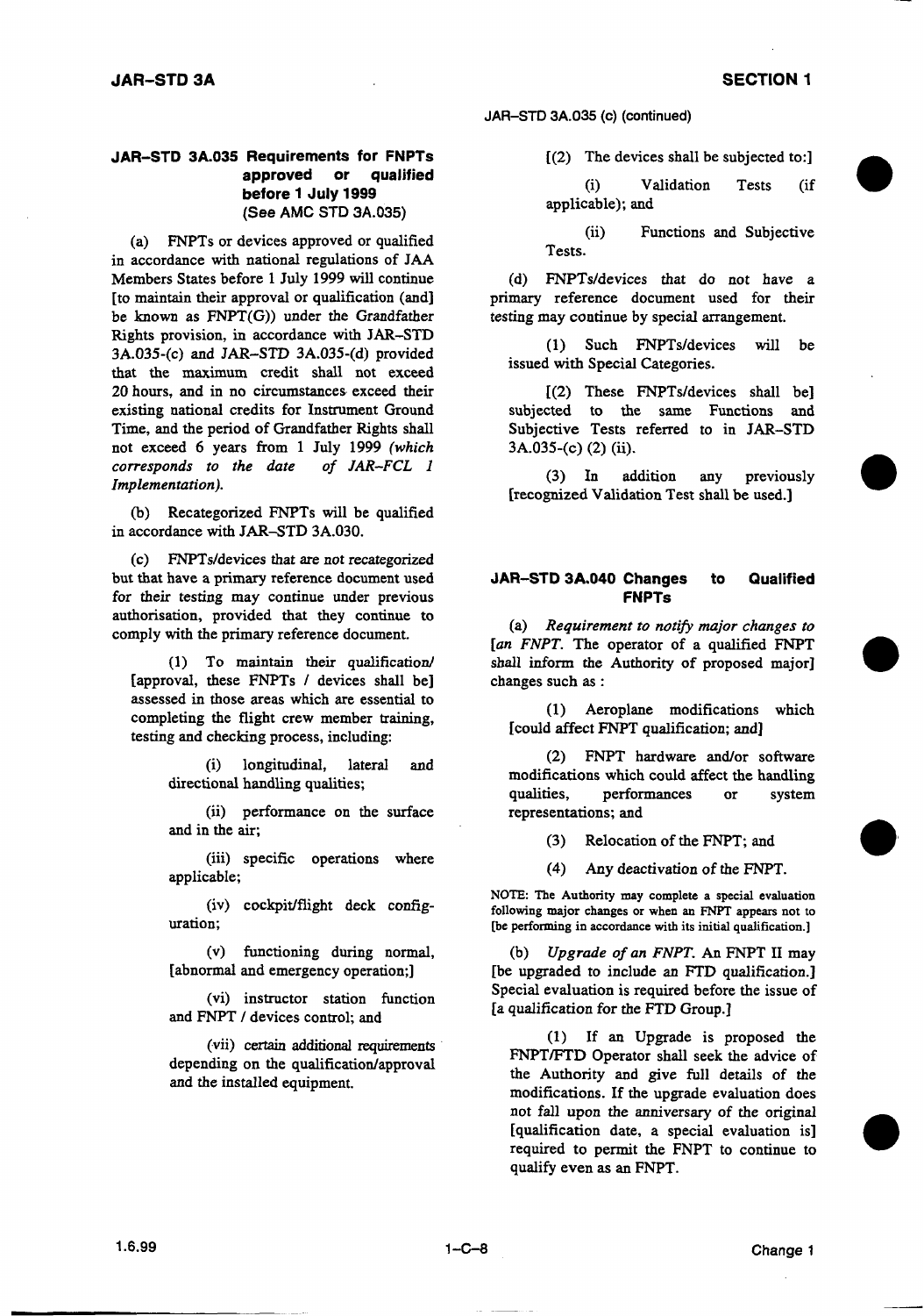## JAR–STD 3A.035 Requirements for FNPTs approved or qualified before 1 July 1999
(See AMC STD 3A.035)

(a) FNPTs or devices approved or qualified in accordance with national regulations of JAA Members States before 1 July 1999 will continue [to maintain their approval or qualification (and] be known as FNPT(G)) under the Grandfather Rights provision, in accordance with JAR–STD 3A.035-(c) and JAR–STD 3A.035-(d) provided that the maximum credit shall not exceed 20 hours, and in no circumstances exceed their existing national credits for Instrument Ground Time, and the period of Grandfather Rights shall not exceed 6 years from 1 July 1999 *(which corresponds to the date of JAR-FCL 1 Implementation).*

(b) Recategorized FNPTs will be qualified in accordance with JAR–STD 3A.030.

(c) FNPTs/devices that are not recategorized but that have a primary reference document used for their testing may continue under previous authorisation, provided that they continue to comply with the primary reference document.

(1) To maintain their qualification/ [approval, these FNPTs / devices shall be] assessed in those areas which are essential to completing the flight crew member training, testing and checking process, including:

(i) longitudinal, lateral and directional handling qualities;

(ii) performance on the surface and in the air;

(iii) specific operations where applicable;

(iv) cockpit/flight deck configuration;

(v) functioning during normal, [abnormal and emergency operation;]

(vi) instructor station function and FNPT / devices control; and

(vii) certain additional requirements depending on the qualification/approval and the installed equipment.

JAR–STD 3A.035 (c) (continued)

[(2) The devices shall be subjected to:]

(i) Validation Tests (if applicable); and

(ii) Functions and Subjective Tests.

(d) FNPTs/devices that do not have a primary reference document used for their testing may continue by special arrangement.

(1) Such FNPTs/devices will be issued with Special Categories.

[(2) These FNPTs/devices shall be] subjected to the same Functions and Subjective Tests referred to in JAR–STD 3A.035-(c) (2) (ii).

(3) In addition any previously [recognized Validation Test shall be used.]

## JAR–STD 3A.040 Changes to Qualified FNPTs

(a) *Requirement to notify major changes to [an FNPT.* The operator of a qualified FNPT shall inform the Authority of proposed major] changes such as :

(1) Aeroplane modifications which [could affect FNPT qualification; and]

(2) FNPT hardware and/or software modifications which could affect the handling qualities, performances or system representations; and

(3) Relocation of the FNPT; and

(4) Any deactivation of the FNPT.

NOTE: The Authority may complete a special evaluation following major changes or when an FNPT appears not to [be performing in accordance with its initial qualification.]

(b) *Upgrade of an FNPT.* An FNPT II may [be upgraded to include an FTD qualification.] Special evaluation is required before the issue of [a qualification for the FTD Group.]

(1) If an Upgrade is proposed the FNPT/FTD Operator shall seek the advice of the Authority and give full details of the modifications. If the upgrade evaluation does not fall upon the anniversary of the original [qualification date, a special evaluation is] required to permit the FNPT to continue to qualify even as an FNPT.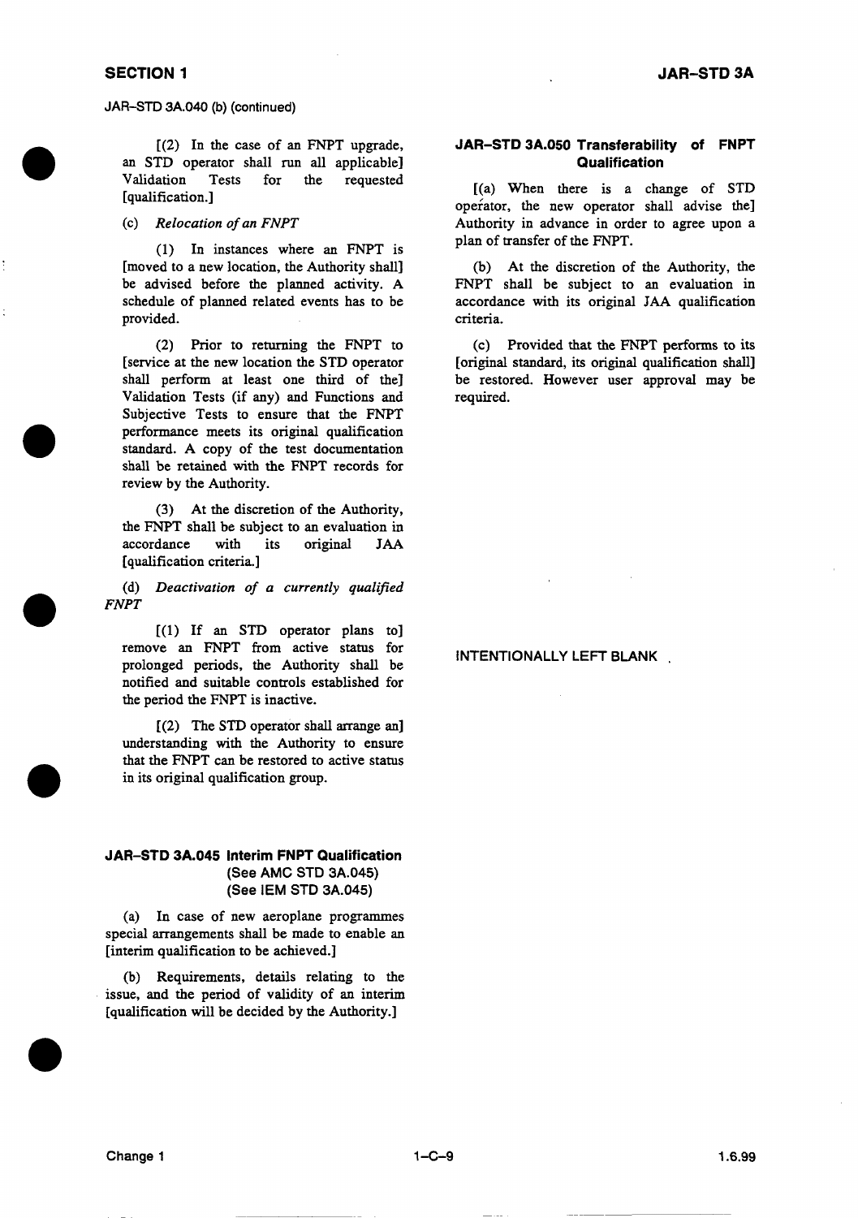JAR–STD 3A.040 (b) (continued)

[(2) In the case of an FNPT upgrade, an STD operator shall run all applicable] Validation Tests for the requested [qualification.]

(c) *Relocation of an FNPT*

(1) In instances where an FNPT is [moved to a new location, the Authority shall] be advised before the planned activity. A schedule of planned related events has to be provided.

(2) Prior to returning the FNPT to [service at the new location the STD operator shall perform at least one third of the] Validation Tests (if any) and Functions and Subjective Tests to ensure that the FNPT performance meets its original qualification standard. A copy of the test documentation shall be retained with the FNPT records for review by the Authority.

(3) At the discretion of the Authority, the FNPT shall be subject to an evaluation in accordance with its original JAA [qualification criteria.]

(d) *Deactivation of a currently qualified FNPT*

[(1) If an STD operator plans to] remove an FNPT from active status for prolonged periods, the Authority shall be notified and suitable controls established for the period the FNPT is inactive.

[(2) The STD operator shall arrange an] understanding with the Authority to ensure that the FNPT can be restored to active status in its original qualification group.

## JAR–STD 3A.045 Interim FNPT Qualification
(See AMC STD 3A.045)
(See IEM STD 3A.045)

(a) In case of new aeroplane programmes special arrangements shall be made to enable an [interim qualification to be achieved.]

(b) Requirements, details relating to the issue, and the period of validity of an interim [qualification will be decided by the Authority.]

## JAR–STD 3A.050 Transferability of FNPT Qualification

[(a) When there is a change of STD operator, the new operator shall advise the] Authority in advance in order to agree upon a plan of transfer of the FNPT.

(b) At the discretion of the Authority, the FNPT shall be subject to an evaluation in accordance with its original JAA qualification criteria.

(c) Provided that the FNPT performs to its [original standard, its original qualification shall] be restored. However user approval may be required.

INTENTIONALLY LEFT BLANK